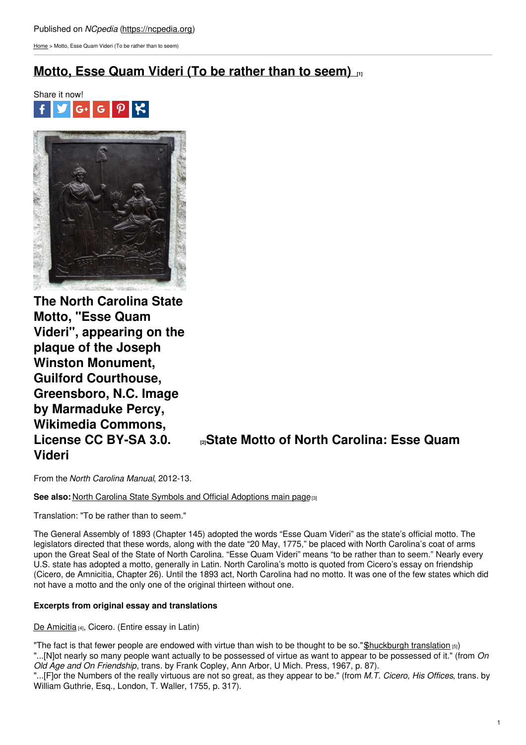Published on *NCpedia* (https://ncpedia.org)

Home > Motto, Esse Quam Videri (To be rather than to seem)

# Motto, Esse Quam Videri (To be rather than to seem) [1]

Share it now!

**The North Carolina State Motto, "Esse Quam Videri", appearing on the plaque of the Joseph Winston Monument, Guilford Courthouse, Greensboro, N.C. Image by Marmaduke Percy, Wikimedia Commons, License CC BY-SA 3.0.** [2]

## State Motto of North Carolina: Esse Quam Videri

From the *North Carolina Manual*, 2012-13.

**See also:** North Carolina State Symbols and Official Adoptions main page [3]

Translation: "To be rather than to seem."

The General Assembly of 1893 (Chapter 145) adopted the words "Esse Quam Videri" as the state's official motto. The legislators directed that these words, along with the date "20 May, 1775," be placed with North Carolina's coat of arms upon the Great Seal of the State of North Carolina. "Esse Quam Videri" means "to be rather than to seem." Nearly every U.S. state has adopted a motto, generally in Latin. North Carolina's motto is quoted from Cicero's essay on friendship (Cicero, de Amnicitia, Chapter 26). Until the 1893 act, North Carolina had no motto. It was one of the few states which did not have a motto and the only one of the original thirteen without one.

### Excerpts from original essay and translations

De Amicitia [4], Cicero. (Entire essay in Latin)

"The fact is that fewer people are endowed with virtue than wish to be thought to be so."(Shuckburgh translation [5])

"...[N]ot nearly so many people want actually to be possessed of virtue as want to appear to be possessed of it." (from *On Old Age and On Friendship*, trans. by Frank Copley, Ann Arbor, U Mich. Press, 1967, p. 87).

"...[F]or the Numbers of the really virtuous are not so great, as they appear to be." (from *M.T. Cicero, His Offices*, trans. by William Guthrie, Esq., London, T. Waller, 1755, p. 317).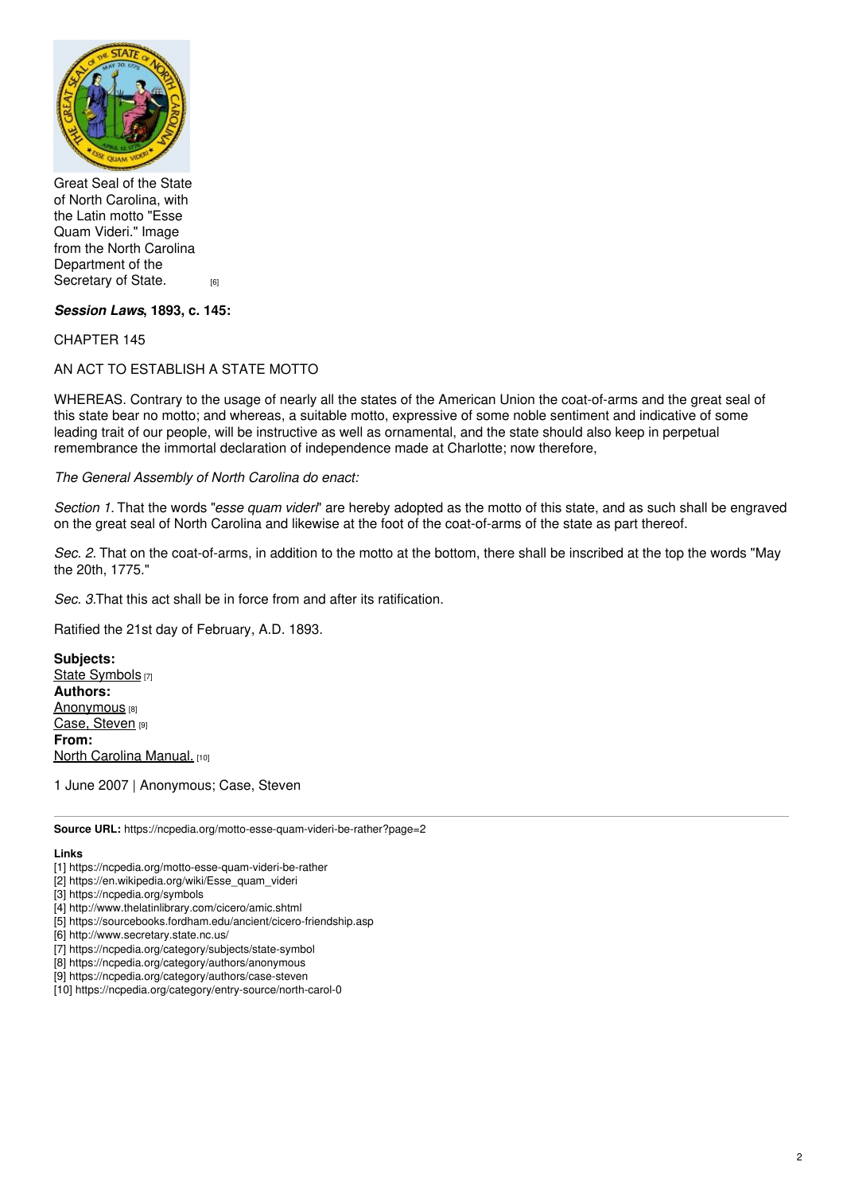Great Seal of the State of North Carolina, with the Latin motto "Esse Quam Videri." Image from the North Carolina Department of the Secretary of State. [6]

***Session Laws*, 1893, c. 145:**

CHAPTER 145

AN ACT TO ESTABLISH A STATE MOTTO

WHEREAS. Contrary to the usage of nearly all the states of the American Union the coat-of-arms and the great seal of this state bear no motto; and whereas, a suitable motto, expressive of some noble sentiment and indicative of some leading trait of our people, will be instructive as well as ornamental, and the state should also keep in perpetual remembrance the immortal declaration of independence made at Charlotte; now therefore,

*The General Assembly of North Carolina do enact:*

*Section 1.* That the words "*esse quam videri*" are hereby adopted as the motto of this state, and as such shall be engraved on the great seal of North Carolina and likewise at the foot of the coat-of-arms of the state as part thereof.

*Sec. 2.* That on the coat-of-arms, in addition to the motto at the bottom, there shall be inscribed at the top the words "May the 20th, 1775."

*Sec. 3.*That this act shall be in force from and after its ratification.

Ratified the 21st day of February, A.D. 1893.

**Subjects:**
State Symbols [7]
**Authors:**
Anonymous [8]
Case, Steven [9]
**From:**
North Carolina Manual. [10]

1 June 2007 | Anonymous; Case, Steven

---

**Source URL:** https://ncpedia.org/motto-esse-quam-videri-be-rather?page=2

**Links**
[1] https://ncpedia.org/motto-esse-quam-videri-be-rather
[2] https://en.wikipedia.org/wiki/Esse_quam_videri
[3] https://ncpedia.org/symbols
[4] http://www.thelatinlibrary.com/cicero/amic.shtml
[5] https://sourcebooks.fordham.edu/ancient/cicero-friendship.asp
[6] http://www.secretary.state.nc.us/
[7] https://ncpedia.org/category/subjects/state-symbol
[8] https://ncpedia.org/category/authors/anonymous
[9] https://ncpedia.org/category/authors/case-steven
[10] https://ncpedia.org/category/entry-source/north-carol-0